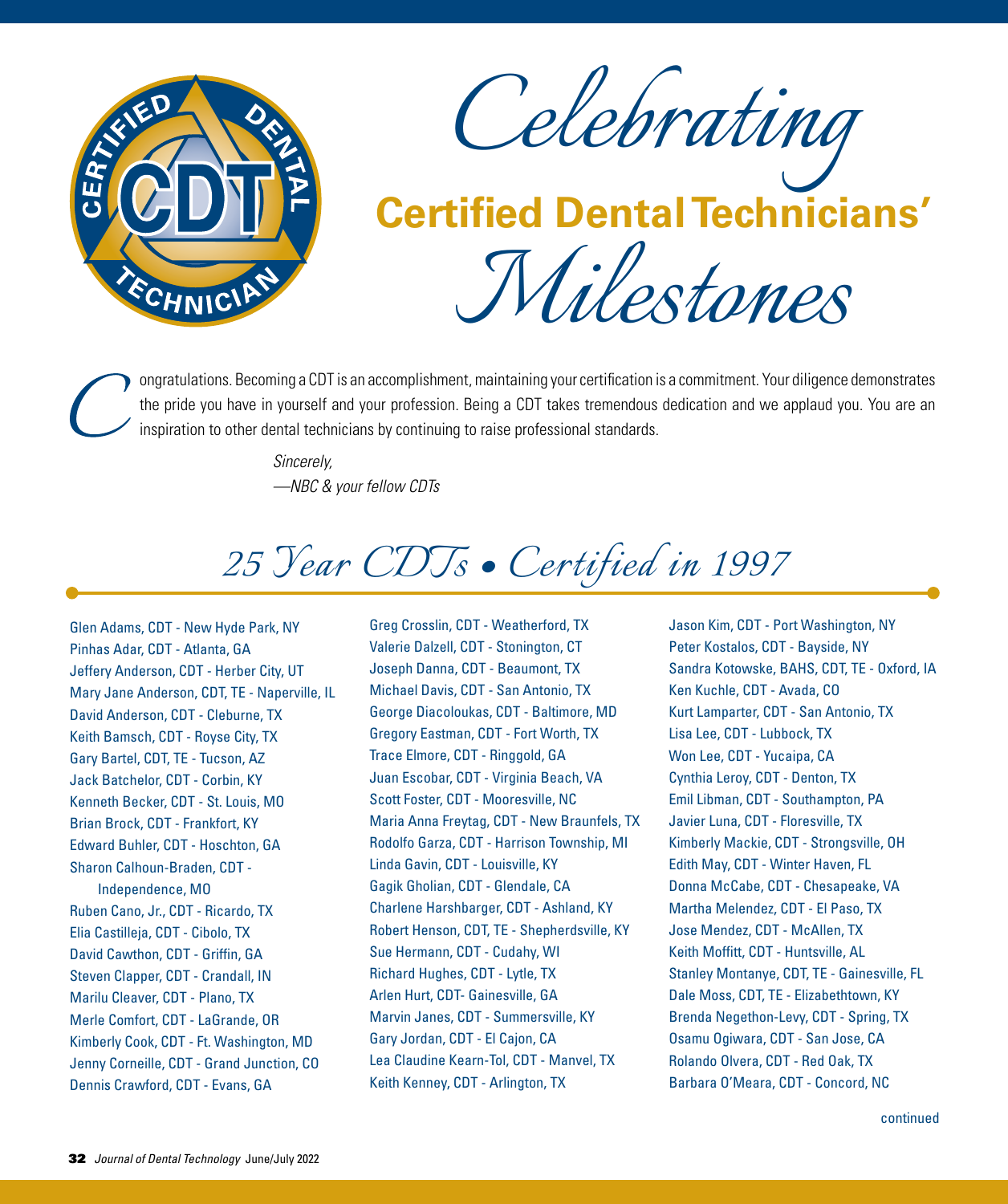# Celebrating Certified Dental Technicians' Milestones

Congratulations. Becoming a CDT is an accomplishment, maintaining your certification is a commitment. Your diligence demonstrates the pride you have in yourself and your profession. Being a CDT takes tremendous dedication and we applaud you. You are an inspiration to other dental technicians by continuing to raise professional standards.

*Sincerely,*
*—NBC & your fellow CDTs*

## 25 Year CDTs • Certified in 1997

Glen Adams, CDT - New Hyde Park, NY
Pinhas Adar, CDT - Atlanta, GA
Jeffery Anderson, CDT - Herber City, UT
Mary Jane Anderson, CDT, TE - Naperville, IL
David Anderson, CDT - Cleburne, TX
Keith Bamsch, CDT - Royse City, TX
Gary Bartel, CDT, TE - Tucson, AZ
Jack Batchelor, CDT - Corbin, KY
Kenneth Becker, CDT - St. Louis, MO
Brian Brock, CDT - Frankfort, KY
Edward Buhler, CDT - Hoschton, GA
Sharon Calhoun-Braden, CDT - Independence, MO
Ruben Cano, Jr., CDT - Ricardo, TX
Elia Castilleja, CDT - Cibolo, TX
David Cawthon, CDT - Griffin, GA
Steven Clapper, CDT - Crandall, IN
Marilu Cleaver, CDT - Plano, TX
Merle Comfort, CDT - LaGrande, OR
Kimberly Cook, CDT - Ft. Washington, MD
Jenny Corneille, CDT - Grand Junction, CO
Dennis Crawford, CDT - Evans, GA
Greg Crosslin, CDT - Weatherford, TX
Valerie Dalzell, CDT - Stonington, CT
Joseph Danna, CDT - Beaumont, TX
Michael Davis, CDT - San Antonio, TX
George Diacoloukas, CDT - Baltimore, MD
Gregory Eastman, CDT - Fort Worth, TX
Trace Elmore, CDT - Ringgold, GA
Juan Escobar, CDT - Virginia Beach, VA
Scott Foster, CDT - Mooresville, NC
Maria Anna Freytag, CDT - New Braunfels, TX
Rodolfo Garza, CDT - Harrison Township, MI
Linda Gavin, CDT - Louisville, KY
Gagik Gholian, CDT - Glendale, CA
Charlene Harshbarger, CDT - Ashland, KY
Robert Henson, CDT, TE - Shepherdsville, KY
Sue Hermann, CDT - Cudahy, WI
Richard Hughes, CDT - Lytle, TX
Arlen Hurt, CDT- Gainesville, GA
Marvin Janes, CDT - Summersville, KY
Gary Jordan, CDT - El Cajon, CA
Lea Claudine Kearn-Tol, CDT - Manvel, TX
Keith Kenney, CDT - Arlington, TX
Jason Kim, CDT - Port Washington, NY
Peter Kostalos, CDT - Bayside, NY
Sandra Kotowske, BAHS, CDT, TE - Oxford, IA
Ken Kuchle, CDT - Avada, CO
Kurt Lamparter, CDT - San Antonio, TX
Lisa Lee, CDT - Lubbock, TX
Won Lee, CDT - Yucaipa, CA
Cynthia Leroy, CDT - Denton, TX
Emil Libman, CDT - Southampton, PA
Javier Luna, CDT - Floresville, TX
Kimberly Mackie, CDT - Strongsville, OH
Edith May, CDT - Winter Haven, FL
Donna McCabe, CDT - Chesapeake, VA
Martha Melendez, CDT - El Paso, TX
Jose Mendez, CDT - McAllen, TX
Keith Moffitt, CDT - Huntsville, AL
Stanley Montanye, CDT, TE - Gainesville, FL
Dale Moss, CDT, TE - Elizabethtown, KY
Brenda Negethon-Levy, CDT - Spring, TX
Osamu Ogiwara, CDT - San Jose, CA
Rolando Olvera, CDT - Red Oak, TX
Barbara O'Meara, CDT - Concord, NC

continued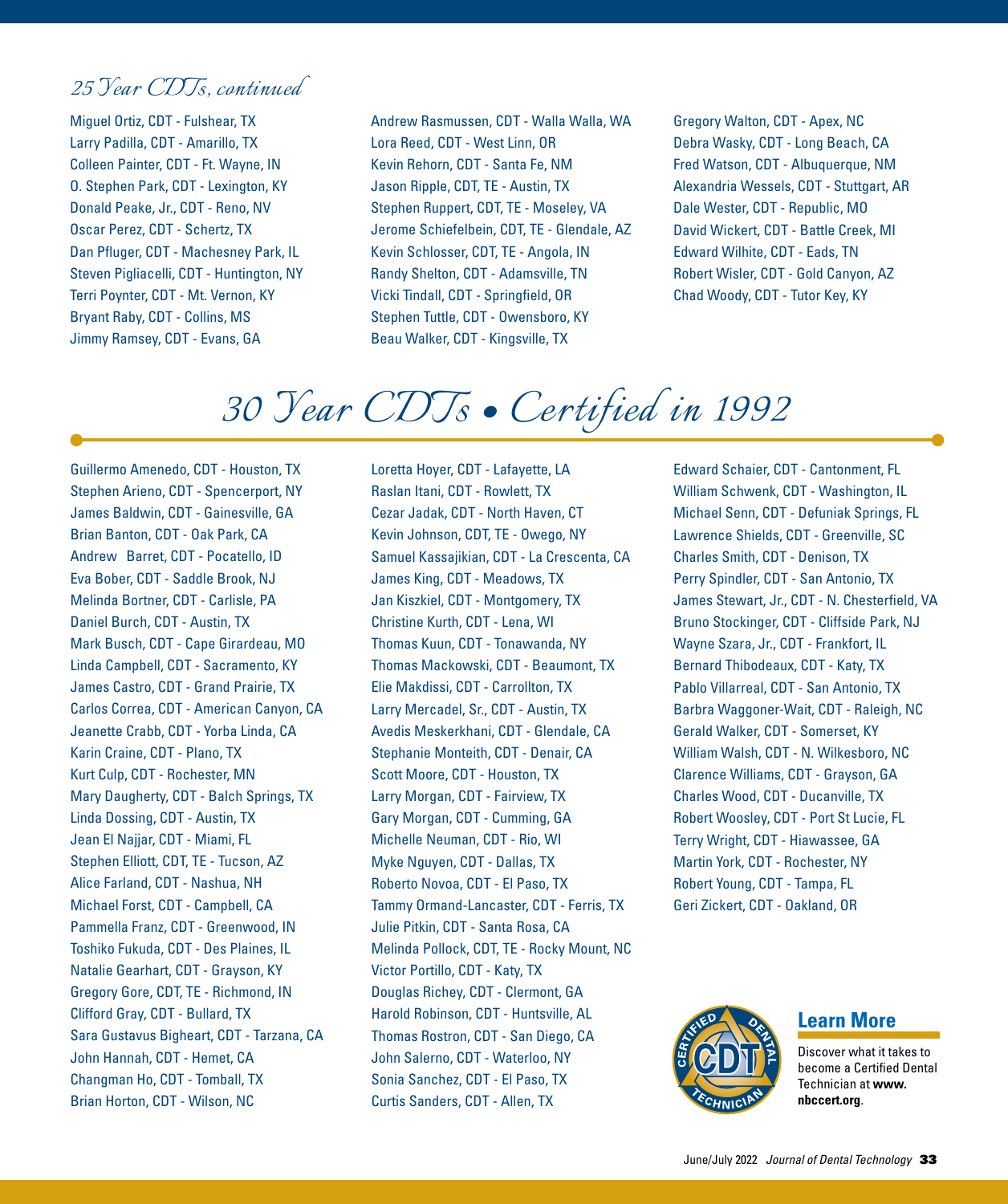## *25 Year CDTs, continued*

Miguel Ortiz, CDT - Fulshear, TX
Larry Padilla, CDT - Amarillo, TX
Colleen Painter, CDT - Ft. Wayne, IN
O. Stephen Park, CDT - Lexington, KY
Donald Peake, Jr., CDT - Reno, NV
Oscar Perez, CDT - Schertz, TX
Dan Pfluger, CDT - Machesney Park, IL
Steven Pigliacelli, CDT - Huntington, NY
Terri Poynter, CDT - Mt. Vernon, KY
Bryant Raby, CDT - Collins, MS
Jimmy Ramsey, CDT - Evans, GA
Andrew Rasmussen, CDT - Walla Walla, WA
Lora Reed, CDT - West Linn, OR
Kevin Rehorn, CDT - Santa Fe, NM
Jason Ripple, CDT, TE - Austin, TX
Stephen Ruppert, CDT, TE - Moseley, VA
Jerome Schiefelbein, CDT, TE - Glendale, AZ
Kevin Schlosser, CDT, TE - Angola, IN
Randy Shelton, CDT - Adamsville, TN
Vicki Tindall, CDT - Springfield, OR
Stephen Tuttle, CDT - Owensboro, KY
Beau Walker, CDT - Kingsville, TX
Gregory Walton, CDT - Apex, NC
Debra Wasky, CDT - Long Beach, CA
Fred Watson, CDT - Albuquerque, NM
Alexandria Wessels, CDT - Stuttgart, AR
Dale Wester, CDT - Republic, MO
David Wickert, CDT - Battle Creek, MI
Edward Wilhite, CDT - Eads, TN
Robert Wisler, CDT - Gold Canyon, AZ
Chad Woody, CDT - Tutor Key, KY

# *30 Year CDTs • Certified in 1992*

Guillermo Amenedo, CDT - Houston, TX
Stephen Arieno, CDT - Spencerport, NY
James Baldwin, CDT - Gainesville, GA
Brian Banton, CDT - Oak Park, CA
Andrew Barret, CDT - Pocatello, ID
Eva Bober, CDT - Saddle Brook, NJ
Melinda Bortner, CDT - Carlisle, PA
Daniel Burch, CDT - Austin, TX
Mark Busch, CDT - Cape Girardeau, MO
Linda Campbell, CDT - Sacramento, KY
James Castro, CDT - Grand Prairie, TX
Carlos Correa, CDT - American Canyon, CA
Jeanette Crabb, CDT - Yorba Linda, CA
Karin Craine, CDT - Plano, TX
Kurt Culp, CDT - Rochester, MN
Mary Daugherty, CDT - Balch Springs, TX
Linda Dossing, CDT - Austin, TX
Jean El Najjar, CDT - Miami, FL
Stephen Elliott, CDT, TE - Tucson, AZ
Alice Farland, CDT - Nashua, NH
Michael Forst, CDT - Campbell, CA
Pammella Franz, CDT - Greenwood, IN
Toshiko Fukuda, CDT - Des Plaines, IL
Natalie Gearhart, CDT - Grayson, KY
Gregory Gore, CDT, TE - Richmond, IN
Clifford Gray, CDT - Bullard, TX
Sara Gustavus Bigheart, CDT - Tarzana, CA
John Hannah, CDT - Hemet, CA
Changman Ho, CDT - Tomball, TX
Brian Horton, CDT - Wilson, NC
Loretta Hoyer, CDT - Lafayette, LA
Raslan Itani, CDT - Rowlett, TX
Cezar Jadak, CDT - North Haven, CT
Kevin Johnson, CDT, TE - Owego, NY
Samuel Kassajikian, CDT - La Crescenta, CA
James King, CDT - Meadows, TX
Jan Kiszkiel, CDT - Montgomery, TX
Christine Kurth, CDT - Lena, WI
Thomas Kuun, CDT - Tonawanda, NY
Thomas Mackowski, CDT - Beaumont, TX
Elie Makdissi, CDT - Carrollton, TX
Larry Mercadel, Sr., CDT - Austin, TX
Avedis Meskerkhani, CDT - Glendale, CA
Stephanie Monteith, CDT - Denair, CA
Scott Moore, CDT - Houston, TX
Larry Morgan, CDT - Fairview, TX
Gary Morgan, CDT - Cumming, GA
Michelle Neuman, CDT - Rio, WI
Myke Nguyen, CDT - Dallas, TX
Roberto Novoa, CDT - El Paso, TX
Tammy Ormand-Lancaster, CDT - Ferris, TX
Julie Pitkin, CDT - Santa Rosa, CA
Melinda Pollock, CDT, TE - Rocky Mount, NC
Victor Portillo, CDT - Katy, TX
Douglas Richey, CDT - Clermont, GA
Harold Robinson, CDT - Huntsville, AL
Thomas Rostron, CDT - San Diego, CA
John Salerno, CDT - Waterloo, NY
Sonia Sanchez, CDT - El Paso, TX
Curtis Sanders, CDT - Allen, TX
Edward Schaier, CDT - Cantonment, FL
William Schwenk, CDT - Washington, IL
Michael Senn, CDT - Defuniak Springs, FL
Lawrence Shields, CDT - Greenville, SC
Charles Smith, CDT - Denison, TX
Perry Spindler, CDT - San Antonio, TX
James Stewart, Jr., CDT - N. Chesterfield, VA
Bruno Stockinger, CDT - Cliffside Park, NJ
Wayne Szara, Jr., CDT - Frankfort, IL
Bernard Thibodeaux, CDT - Katy, TX
Pablo Villarreal, CDT - San Antonio, TX
Barbra Waggoner-Wait, CDT - Raleigh, NC
Gerald Walker, CDT - Somerset, KY
William Walsh, CDT - N. Wilkesboro, NC
Clarence Williams, CDT - Grayson, GA
Charles Wood, CDT - Ducanville, TX
Robert Woosley, CDT - Port St Lucie, FL
Terry Wright, CDT - Hiawassee, GA
Martin York, CDT - Rochester, NY
Robert Young, CDT - Tampa, FL
Geri Zickert, CDT - Oakland, OR

### Learn More

Discover what it takes to become a Certified Dental Technician at **www.nbccert.org**.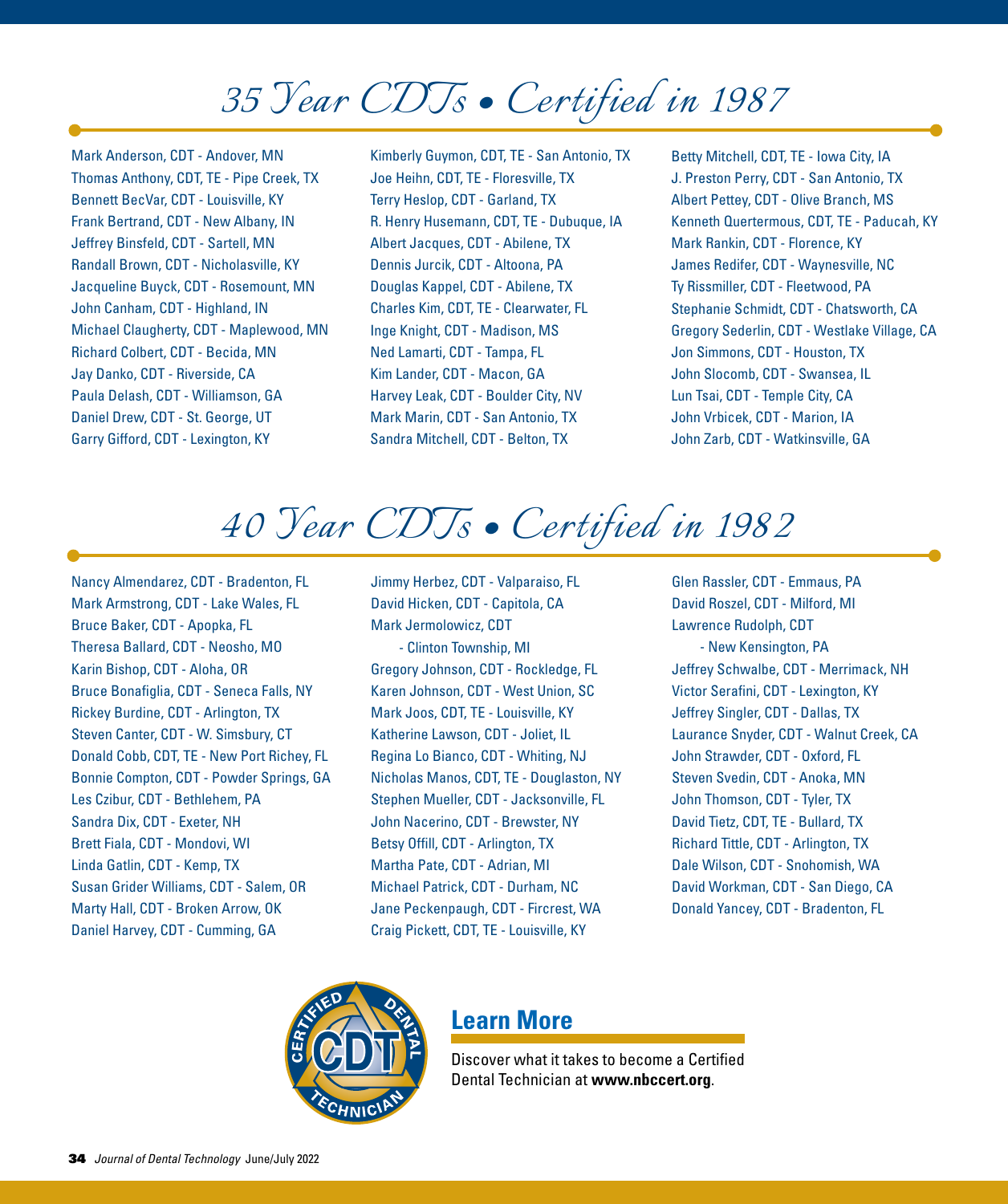## 35 Year CDTs • Certified in 1987

Mark Anderson, CDT - Andover, MN
Thomas Anthony, CDT, TE - Pipe Creek, TX
Bennett BecVar, CDT - Louisville, KY
Frank Bertrand, CDT - New Albany, IN
Jeffrey Binsfeld, CDT - Sartell, MN
Randall Brown, CDT - Nicholasville, KY
Jacqueline Buyck, CDT - Rosemount, MN
John Canham, CDT - Highland, IN
Michael Claugherty, CDT - Maplewood, MN
Richard Colbert, CDT - Becida, MN
Jay Danko, CDT - Riverside, CA
Paula Delash, CDT - Williamson, GA
Daniel Drew, CDT - St. George, UT
Garry Gifford, CDT - Lexington, KY
Kimberly Guymon, CDT, TE - San Antonio, TX
Joe Heihn, CDT, TE - Floresville, TX
Terry Heslop, CDT - Garland, TX
R. Henry Husemann, CDT, TE - Dubuque, IA
Albert Jacques, CDT - Abilene, TX
Dennis Jurcik, CDT - Altoona, PA
Douglas Kappel, CDT - Abilene, TX
Charles Kim, CDT, TE - Clearwater, FL
Inge Knight, CDT - Madison, MS
Ned Lamarti, CDT - Tampa, FL
Kim Lander, CDT - Macon, GA
Harvey Leak, CDT - Boulder City, NV
Mark Marin, CDT - San Antonio, TX
Sandra Mitchell, CDT - Belton, TX
Betty Mitchell, CDT, TE - Iowa City, IA
J. Preston Perry, CDT - San Antonio, TX
Albert Pettey, CDT - Olive Branch, MS
Kenneth Quertermous, CDT, TE - Paducah, KY
Mark Rankin, CDT - Florence, KY
James Redifer, CDT - Waynesville, NC
Ty Rissmiller, CDT - Fleetwood, PA
Stephanie Schmidt, CDT - Chatsworth, CA
Gregory Sederlin, CDT - Westlake Village, CA
Jon Simmons, CDT - Houston, TX
John Slocomb, CDT - Swansea, IL
Lun Tsai, CDT - Temple City, CA
John Vrbicek, CDT - Marion, IA
John Zarb, CDT - Watkinsville, GA

## 40 Year CDTs • Certified in 1982

Nancy Almendarez, CDT - Bradenton, FL
Mark Armstrong, CDT - Lake Wales, FL
Bruce Baker, CDT - Apopka, FL
Theresa Ballard, CDT - Neosho, MO
Karin Bishop, CDT - Aloha, OR
Bruce Bonafiglia, CDT - Seneca Falls, NY
Rickey Burdine, CDT - Arlington, TX
Steven Canter, CDT - W. Simsbury, CT
Donald Cobb, CDT, TE - New Port Richey, FL
Bonnie Compton, CDT - Powder Springs, GA
Les Czibur, CDT - Bethlehem, PA
Sandra Dix, CDT - Exeter, NH
Brett Fiala, CDT - Mondovi, WI
Linda Gatlin, CDT - Kemp, TX
Susan Grider Williams, CDT - Salem, OR
Marty Hall, CDT - Broken Arrow, OK
Daniel Harvey, CDT - Cumming, GA
Jimmy Herbez, CDT - Valparaiso, FL
David Hicken, CDT - Capitola, CA
Mark Jermolowicz, CDT - Clinton Township, MI
Gregory Johnson, CDT - Rockledge, FL
Karen Johnson, CDT - West Union, SC
Mark Joos, CDT, TE - Louisville, KY
Katherine Lawson, CDT - Joliet, IL
Regina Lo Bianco, CDT - Whiting, NJ
Nicholas Manos, CDT, TE - Douglaston, NY
Stephen Mueller, CDT - Jacksonville, FL
John Nacerino, CDT - Brewster, NY
Betsy Offill, CDT - Arlington, TX
Martha Pate, CDT - Adrian, MI
Michael Patrick, CDT - Durham, NC
Jane Peckenpaugh, CDT - Fircrest, WA
Craig Pickett, CDT, TE - Louisville, KY
Glen Rassler, CDT - Emmaus, PA
David Roszel, CDT - Milford, MI
Lawrence Rudolph, CDT - New Kensington, PA
Jeffrey Schwalbe, CDT - Merrimack, NH
Victor Serafini, CDT - Lexington, KY
Jeffrey Singler, CDT - Dallas, TX
Laurance Snyder, CDT - Walnut Creek, CA
John Strawder, CDT - Oxford, FL
Steven Svedin, CDT - Anoka, MN
John Thomson, CDT - Tyler, TX
David Tietz, CDT, TE - Bullard, TX
Richard Tittle, CDT - Arlington, TX
Dale Wilson, CDT - Snohomish, WA
David Workman, CDT - San Diego, CA
Donald Yancey, CDT - Bradenton, FL

### Learn More

Discover what it takes to become a Certified Dental Technician at **www.nbccert.org**.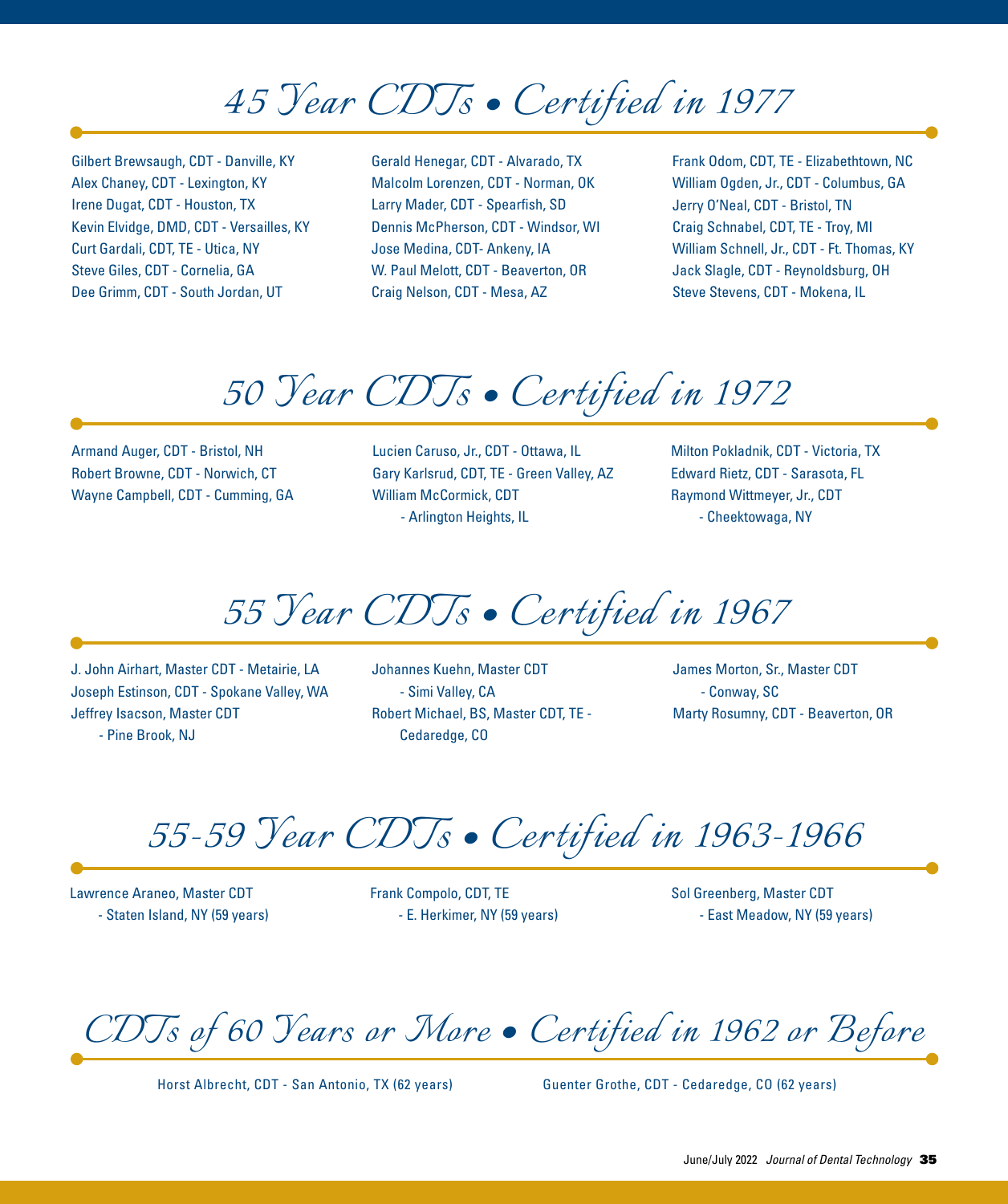## 45 Year CDTs • Certified in 1977

Gilbert Brewsaugh, CDT - Danville, KY
Alex Chaney, CDT - Lexington, KY
Irene Dugat, CDT - Houston, TX
Kevin Elvidge, DMD, CDT - Versailles, KY
Curt Gardali, CDT, TE - Utica, NY
Steve Giles, CDT - Cornelia, GA
Dee Grimm, CDT - South Jordan, UT
Gerald Henegar, CDT - Alvarado, TX
Malcolm Lorenzen, CDT - Norman, OK
Larry Mader, CDT - Spearfish, SD
Dennis McPherson, CDT - Windsor, WI
Jose Medina, CDT- Ankeny, IA
W. Paul Melott, CDT - Beaverton, OR
Craig Nelson, CDT - Mesa, AZ
Frank Odom, CDT, TE - Elizabethtown, NC
William Ogden, Jr., CDT - Columbus, GA
Jerry O'Neal, CDT - Bristol, TN
Craig Schnabel, CDT, TE - Troy, MI
William Schnell, Jr., CDT - Ft. Thomas, KY
Jack Slagle, CDT - Reynoldsburg, OH
Steve Stevens, CDT - Mokena, IL

## 50 Year CDTs • Certified in 1972

Armand Auger, CDT - Bristol, NH
Robert Browne, CDT - Norwich, CT
Wayne Campbell, CDT - Cumming, GA
Lucien Caruso, Jr., CDT - Ottawa, IL
Gary Karlsrud, CDT, TE - Green Valley, AZ
William McCormick, CDT - Arlington Heights, IL
Milton Pokladnik, CDT - Victoria, TX
Edward Rietz, CDT - Sarasota, FL
Raymond Wittmeyer, Jr., CDT - Cheektowaga, NY

## 55 Year CDTs • Certified in 1967

J. John Airhart, Master CDT - Metairie, LA
Joseph Estinson, CDT - Spokane Valley, WA
Jeffrey Isacson, Master CDT - Pine Brook, NJ
Johannes Kuehn, Master CDT - Simi Valley, CA
Robert Michael, BS, Master CDT, TE - Cedaredge, CO
James Morton, Sr., Master CDT - Conway, SC
Marty Rosumny, CDT - Beaverton, OR

## 55-59 Year CDTs • Certified in 1963-1966

Lawrence Araneo, Master CDT - Staten Island, NY (59 years)
Frank Compolo, CDT, TE - E. Herkimer, NY (59 years)
Sol Greenberg, Master CDT - East Meadow, NY (59 years)

## CDTs of 60 Years or More • Certified in 1962 or Before

Horst Albrecht, CDT - San Antonio, TX (62 years)
Guenter Grothe, CDT - Cedaredge, CO (62 years)